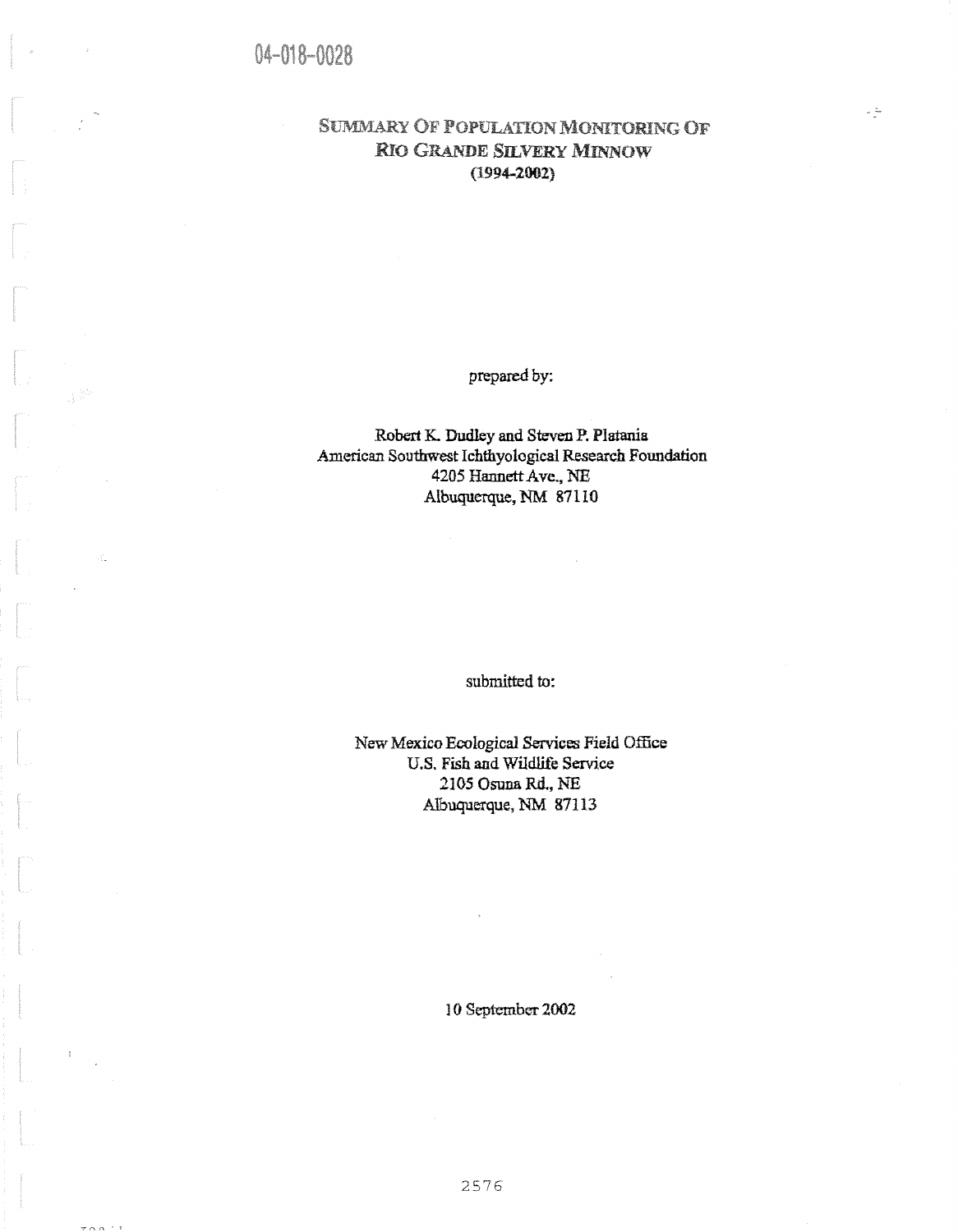04-018-0028

# SUMMARY OF POPULATION MONITORING OF RIO GRANDE SILVERY MINNOW (1994-2002)

prepared by:

Robert K. Dudley and Steven P. Platania
American Southwest Ichthyological Research Foundation
4205 Hannett Ave., NE
Albuquerque, NM 87110

submitted to:

New Mexico Ecological Services Field Office
U.S. Fish and Wildlife Service
2105 Osuna Rd., NE
Albuquerque, NM 87113

10 September 2002

2576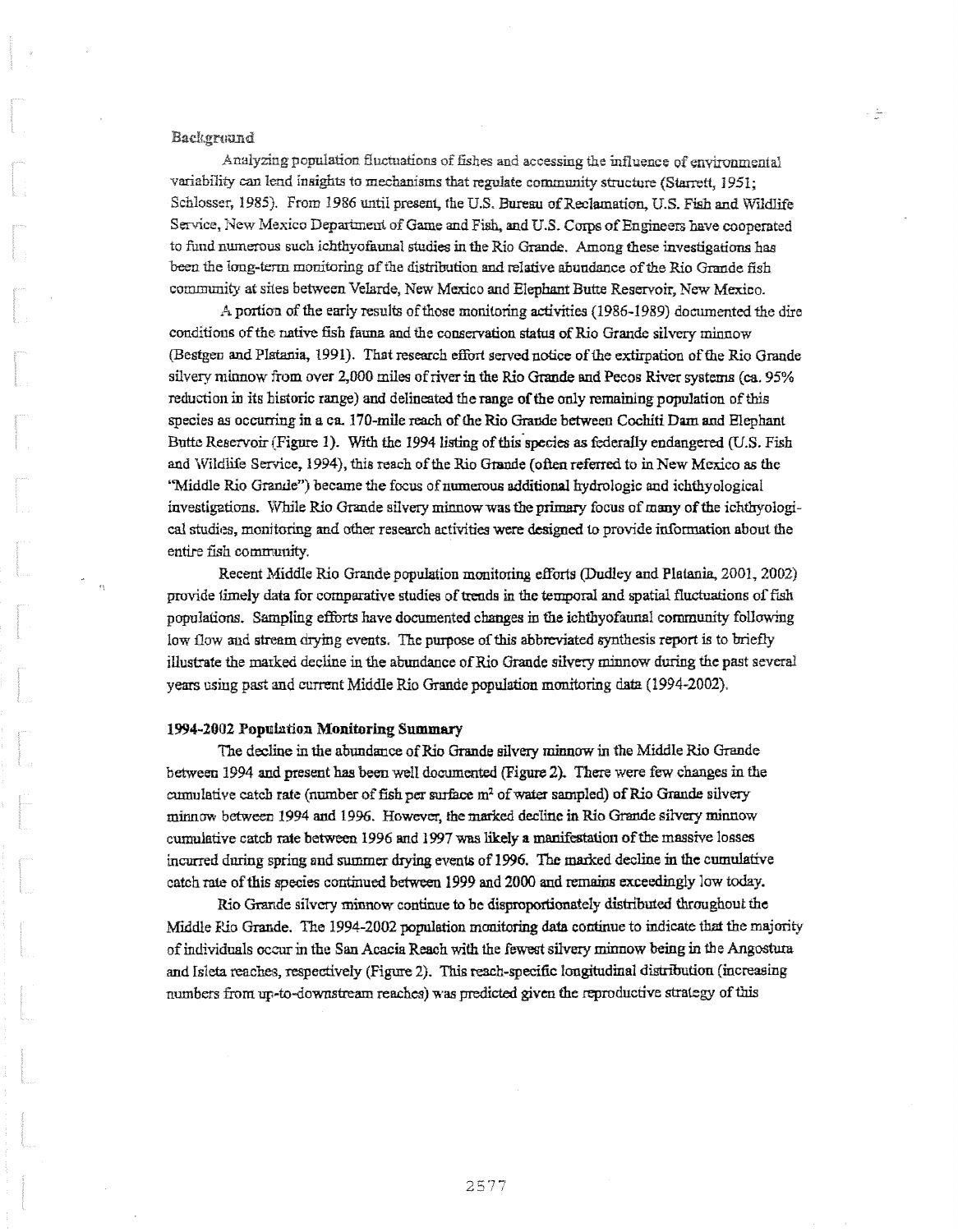## Background

Analyzing population fluctuations of fishes and accessing the influence of environmental variability can lend insights to mechanisms that regulate community structure (Starrett, 1951; Schlosser, 1985). From 1986 until present, the U.S. Bureau of Reclamation, U.S. Fish and Wildlife Service, New Mexico Department of Game and Fish, and U.S. Corps of Engineers have cooperated to fund numerous such ichthyofaunal studies in the Rio Grande. Among these investigations has been the long-term monitoring of the distribution and relative abundance of the Rio Grande fish community at sites between Velarde, New Mexico and Elephant Butte Reservoir, New Mexico.

A portion of the early results of those monitoring activities (1986-1989) documented the dire conditions of the native fish fauna and the conservation status of Rio Grande silvery minnow (Bestgen and Platania, 1991). That research effort served notice of the extirpation of the Rio Grande silvery minnow from over 2,000 miles of river in the Rio Grande and Pecos River systems (ca. 95% reduction in its historic range) and delineated the range of the only remaining population of this species as occurring in a ca. 170-mile reach of the Rio Grande between Cochiti Dam and Elephant Butte Reservoir (Figure 1). With the 1994 listing of this species as federally endangered (U.S. Fish and Wildlife Service, 1994), this reach of the Rio Grande (often referred to in New Mexico as the "Middle Rio Grande") became the focus of numerous additional hydrologic and ichthyological investigations. While Rio Grande silvery minnow was the primary focus of many of the ichthyological studies, monitoring and other research activities were designed to provide information about the entire fish community.

Recent Middle Rio Grande population monitoring efforts (Dudley and Platania, 2001, 2002) provide timely data for comparative studies of trends in the temporal and spatial fluctuations of fish populations. Sampling efforts have documented changes in the ichthyofaunal community following low flow and stream drying events. The purpose of this abbreviated synthesis report is to briefly illustrate the marked decline in the abundance of Rio Grande silvery minnow during the past several years using past and current Middle Rio Grande population monitoring data (1994-2002).

## 1994-2002 Population Monitoring Summary

The decline in the abundance of Rio Grande silvery minnow in the Middle Rio Grande between 1994 and present has been well documented (Figure 2). There were few changes in the cumulative catch rate (number of fish per surface $m^2$ of water sampled) of Rio Grande silvery minnow between 1994 and 1996. However, the marked decline in Rio Grande silvery minnow cumulative catch rate between 1996 and 1997 was likely a manifestation of the massive losses incurred during spring and summer drying events of 1996. The marked decline in the cumulative catch rate of this species continued between 1999 and 2000 and remains exceedingly low today.

Rio Grande silvery minnow continue to be disproportionately distributed throughout the Middle Rio Grande. The 1994-2002 population monitoring data continue to indicate that the majority of individuals occur in the San Acacia Reach with the fewest silvery minnow being in the Angostura and Isleta reaches, respectively (Figure 2). This reach-specific longitudinal distribution (increasing numbers from up-to-downstream reaches) was predicted given the reproductive strategy of this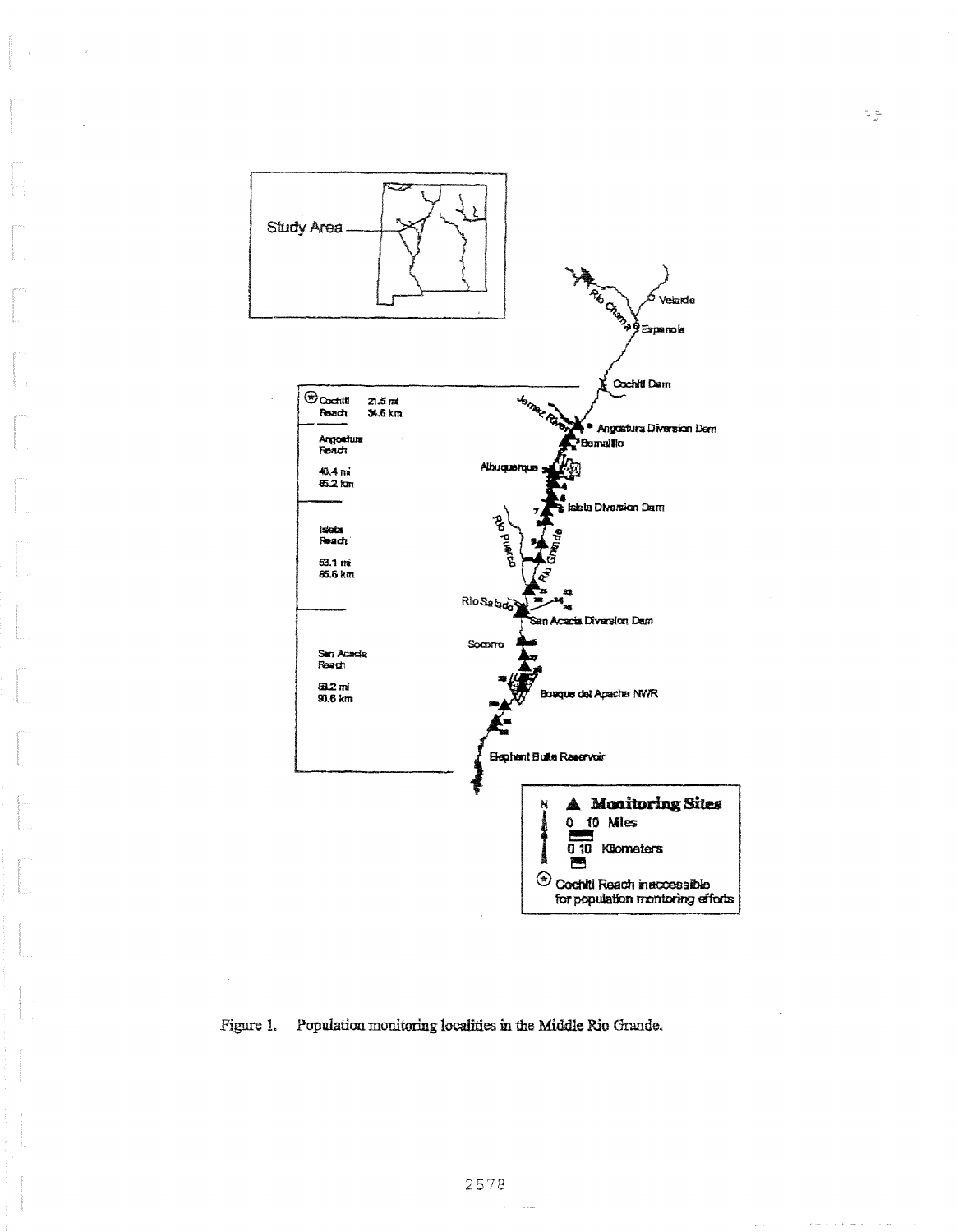Figure 1. Population monitoring localities in the Middle Rio Grande.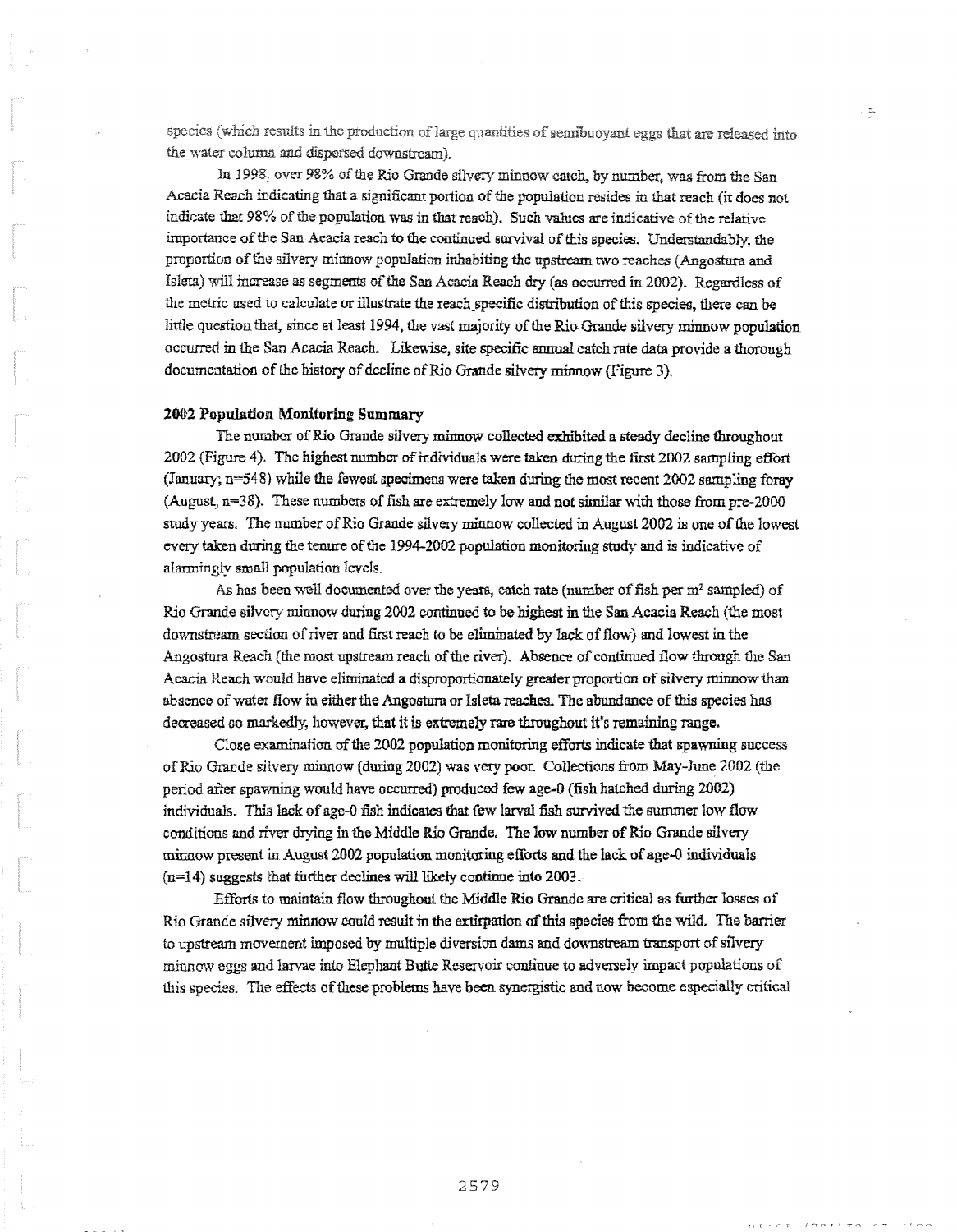species (which results in the production of large quantities of semibuoyant eggs that are released into the water column and dispersed downstream).

In 1998, over 98% of the Rio Grande silvery minnow catch, by number, was from the San Acacia Reach indicating that a significant portion of the population resides in that reach (it does not indicate that 98% of the population was in that reach). Such values are indicative of the relative importance of the San Acacia reach to the continued survival of this species. Understandably, the proportion of the silvery minnow population inhabiting the upstream two reaches (Angostura and Isleta) will increase as segments of the San Acacia Reach dry (as occurred in 2002). Regardless of the metric used to calculate or illustrate the reach specific distribution of this species, there can be little question that, since at least 1994, the vast majority of the Rio Grande silvery minnow population occurred in the San Acacia Reach. Likewise, site specific annual catch rate data provide a thorough documentation of the history of decline of Rio Grande silvery minnow (Figure 3).

**2002 Population Monitoring Summary**

The number of Rio Grande silvery minnow collected exhibited a steady decline throughout 2002 (Figure 4). The highest number of individuals were taken during the first 2002 sampling effort (January; n=548) while the fewest specimens were taken during the most recent 2002 sampling foray (August; n=38). These numbers of fish are extremely low and not similar with those from pre-2000 study years. The number of Rio Grande silvery minnow collected in August 2002 is one of the lowest every taken during the tenure of the 1994-2002 population monitoring study and is indicative of alarmingly small population levels.

As has been well documented over the years, catch rate (number of fish per $m^2$ sampled) of Rio Grande silvery minnow during 2002 continued to be highest in the San Acacia Reach (the most downstream section of river and first reach to be eliminated by lack of flow) and lowest in the Angostura Reach (the most upstream reach of the river). Absence of continued flow through the San Acacia Reach would have eliminated a disproportionately greater proportion of silvery minnow than absence of water flow in either the Angostura or Isleta reaches. The abundance of this species has decreased so markedly, however, that it is extremely rare throughout it's remaining range.

Close examination of the 2002 population monitoring efforts indicate that spawning success of Rio Grande silvery minnow (during 2002) was very poor. Collections from May-June 2002 (the period after spawning would have occurred) produced few age-0 (fish hatched during 2002) individuals. This lack of age-0 fish indicates that few larval fish survived the summer low flow conditions and river drying in the Middle Rio Grande. The low number of Rio Grande silvery minnow present in August 2002 population monitoring efforts and the lack of age-0 individuals (n=14) suggests that further declines will likely continue into 2003.

Efforts to maintain flow throughout the Middle Rio Grande are critical as further losses of Rio Grande silvery minnow could result in the extirpation of this species from the wild. The barrier to upstream movement imposed by multiple diversion dams and downstream transport of silvery minnow eggs and larvae into Elephant Butte Reservoir continue to adversely impact populations of this species. The effects of these problems have been synergistic and now become especially critical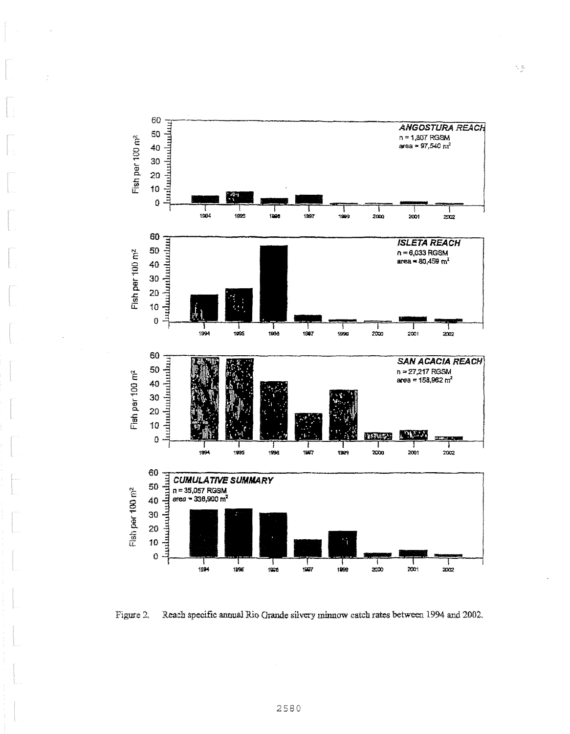Figure 2. Reach specific annual Rio Grande silvery minnow catch rates between 1994 and 2002.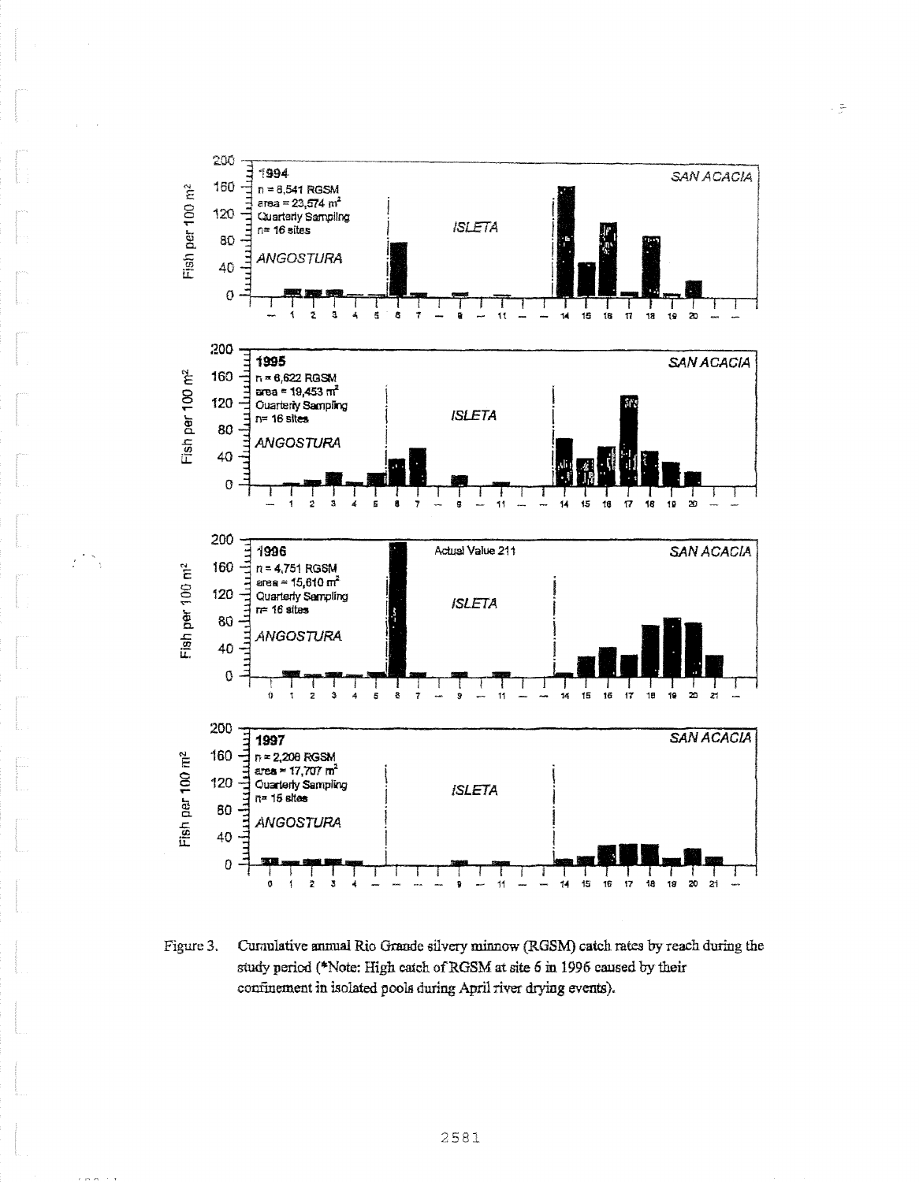Figure 3. Cumulative annual Rio Grande silvery minnow (RGSM) catch rates by reach during the study period (*Note: High catch of RGSM at site 6 in 1996 caused by their confinement in isolated pools during April river drying events).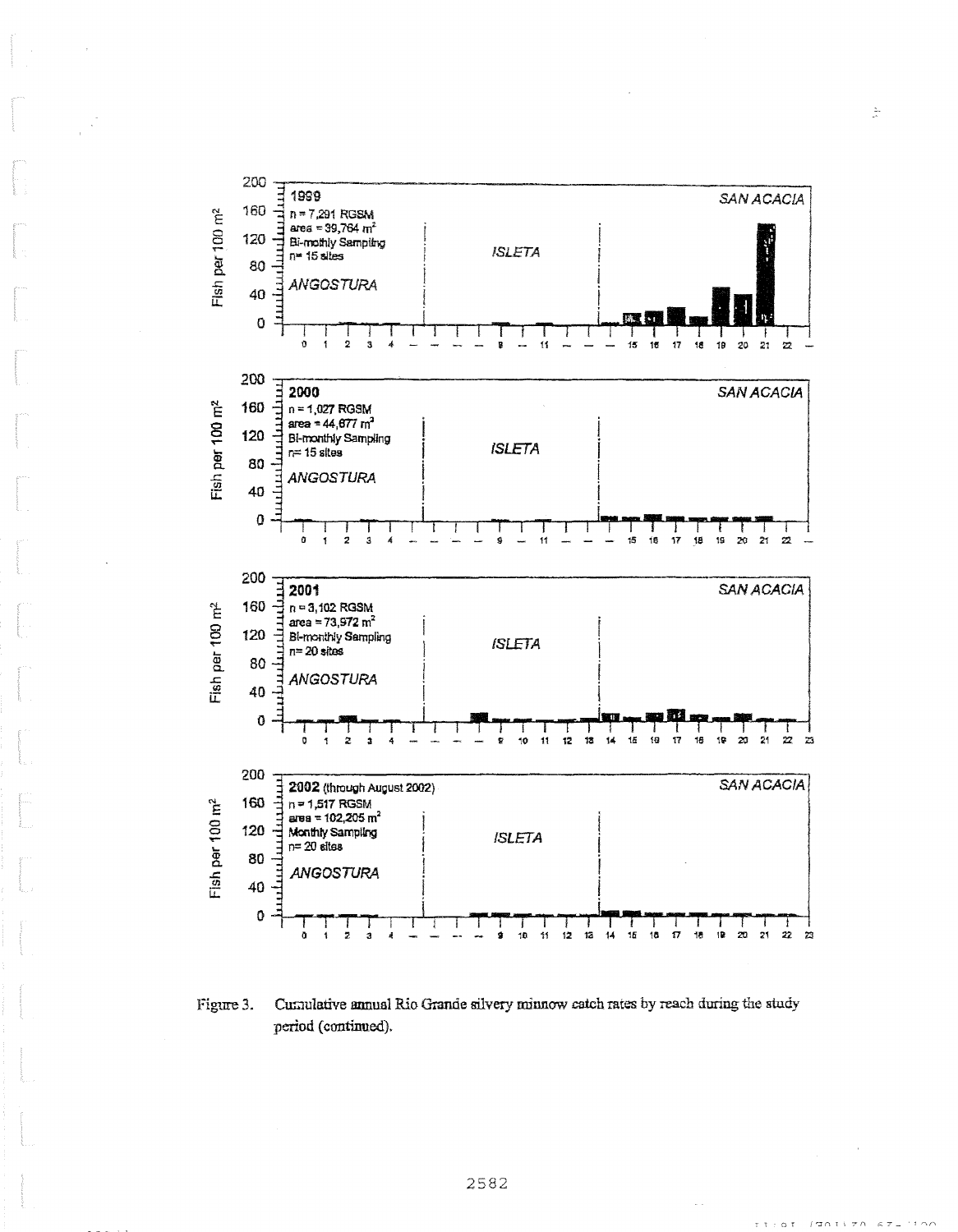Figure 3. Cumulative annual Rio Grande silvery minnow catch rates by reach during the study period (continued).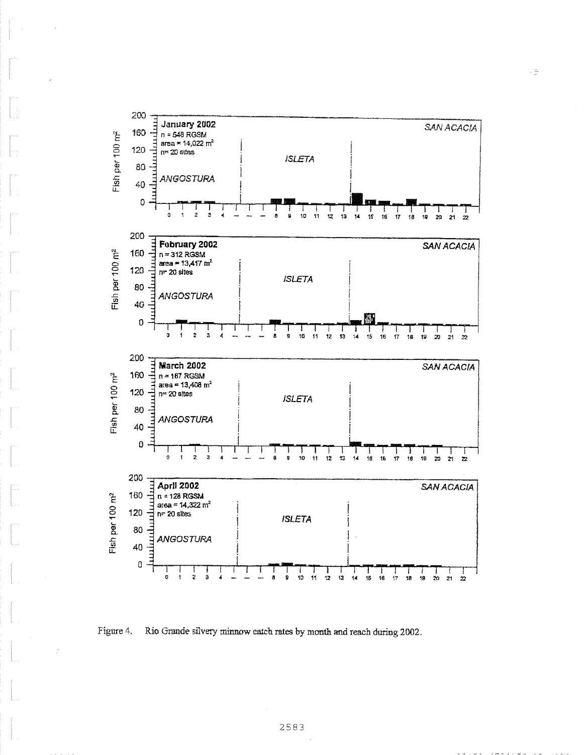**January 2002**
n = 548 RGSM
area = 14,022 $m^2$
n= 20 sites

ANGOSTURA | ISLETA | SAN ACACIA

**February 2002**
n = 312 RGSM
area = 13,417 $m^2$
n= 20 sites

ANGOSTURA | ISLETA | SAN ACACIA

**March 2002**
n = 167 RGSM
area = 13,408 $m^2$
n= 20 sites

ANGOSTURA | ISLETA | SAN ACACIA

**April 2002**
n = 128 RGSM
area = 14,322 $m^2$
n= 20 sites

ANGOSTURA | ISLETA | SAN ACACIA

Fish per 100 $m^2$

Figure 4. Rio Grande silvery minnow catch rates by month and reach during 2002.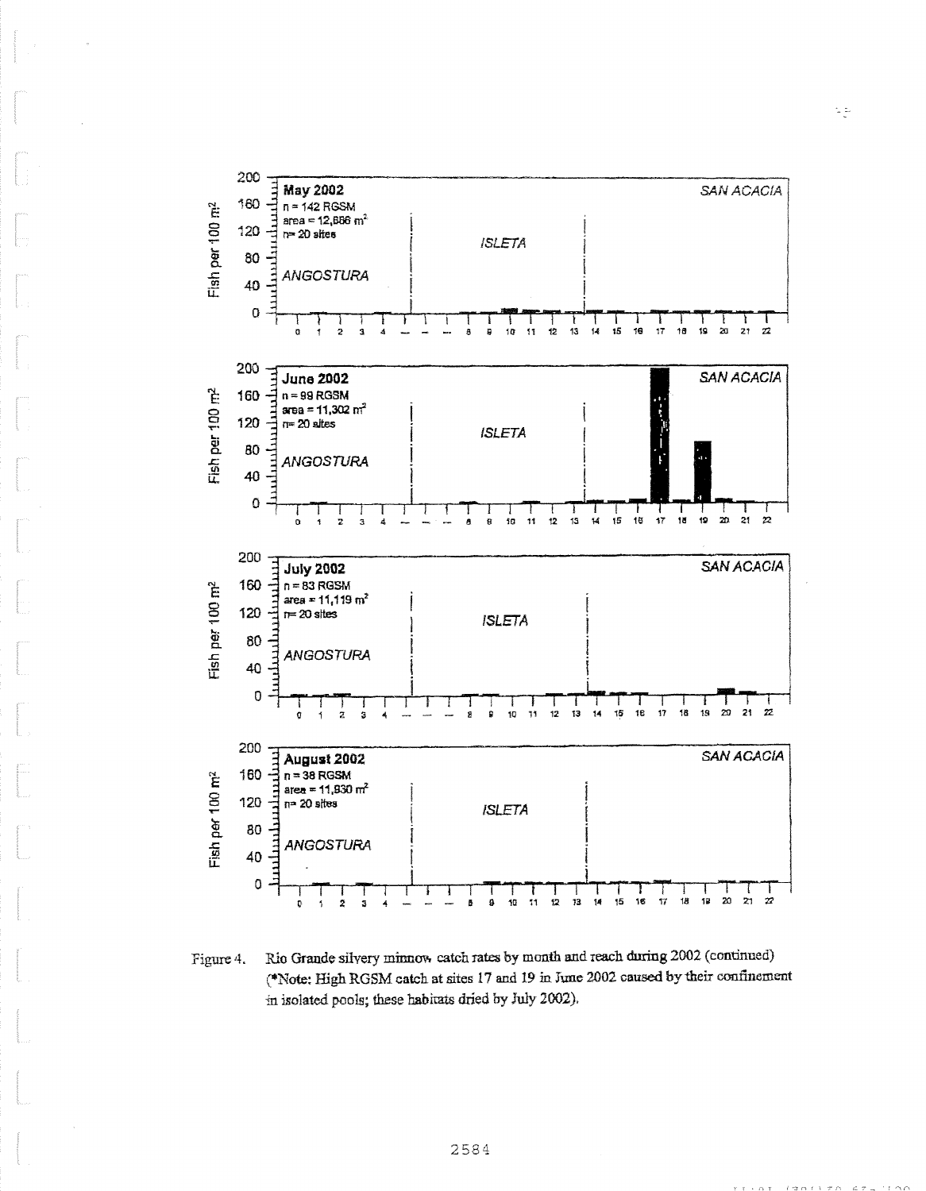Figure 4. Rio Grande silvery minnow catch rates by month and reach during 2002 (continued) (*Note: High RGSM catch at sites 17 and 19 in June 2002 caused by their confinement in isolated pools; these habitats dried by July 2002).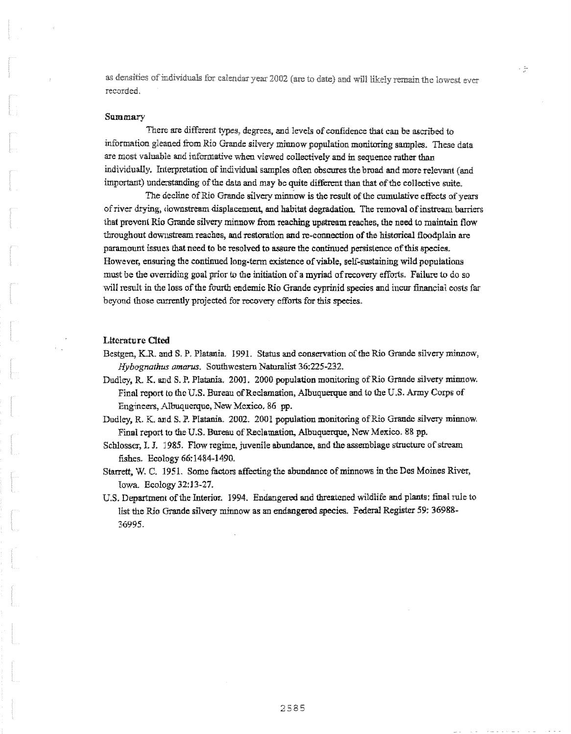as densities of individuals for calendar year 2002 (are to date) and will likely remain the lowest ever recorded.

## Summary

There are different types, degrees, and levels of confidence that can be ascribed to information gleaned from Rio Grande silvery minnow population monitoring samples. These data are most valuable and informative when viewed collectively and in sequence rather than individually. Interpretation of individual samples often obscures the broad and more relevant (and important) understanding of the data and may be quite different than that of the collective suite.

The decline of Rio Grande silvery minnow is the result of the cumulative effects of years of river drying, downstream displacement, and habitat degradation. The removal of instream barriers that prevent Rio Grande silvery minnow from reaching upstream reaches, the need to maintain flow throughout downstream reaches, and restoration and re-connection of the historical floodplain are paramount issues that need to be resolved to assure the continued persistence of this species. However, ensuring the continued long-term existence of viable, self-sustaining wild populations must be the overriding goal prior to the initiation of a myriad of recovery efforts. Failure to do so will result in the loss of the fourth endemic Rio Grande cyprinid species and incur financial costs far beyond those currently projected for recovery efforts for this species.

## Literature Cited

Bestgen, K.R. and S. P. Platania. 1991. Status and conservation of the Rio Grande silvery minnow, *Hybognathus amarus*. Southwestern Naturalist 36:225-232.

Dudley, R. K. and S. P. Platania. 2001. 2000 population monitoring of Rio Grande silvery minnow. Final report to the U.S. Bureau of Reclamation, Albuquerque and to the U.S. Army Corps of Engineers, Albuquerque, New Mexico. 86 pp.

Dudley, R. K. and S. P. Platania. 2002. 2001 population monitoring of Rio Grande silvery minnow. Final report to the U.S. Bureau of Reclamation, Albuquerque, New Mexico. 88 pp.

Schlosser, I. J. 1985. Flow regime, juvenile abundance, and the assemblage structure of stream fishes. Ecology 66:1484-1490.

Starrett, W. C. 1951. Some factors affecting the abundance of minnows in the Des Moines River, Iowa. Ecology 32:13-27.

U.S. Department of the Interior. 1994. Endangered and threatened wildlife and plants: final rule to list the Rio Grande silvery minnow as an endangered species. Federal Register 59: 36988-36995.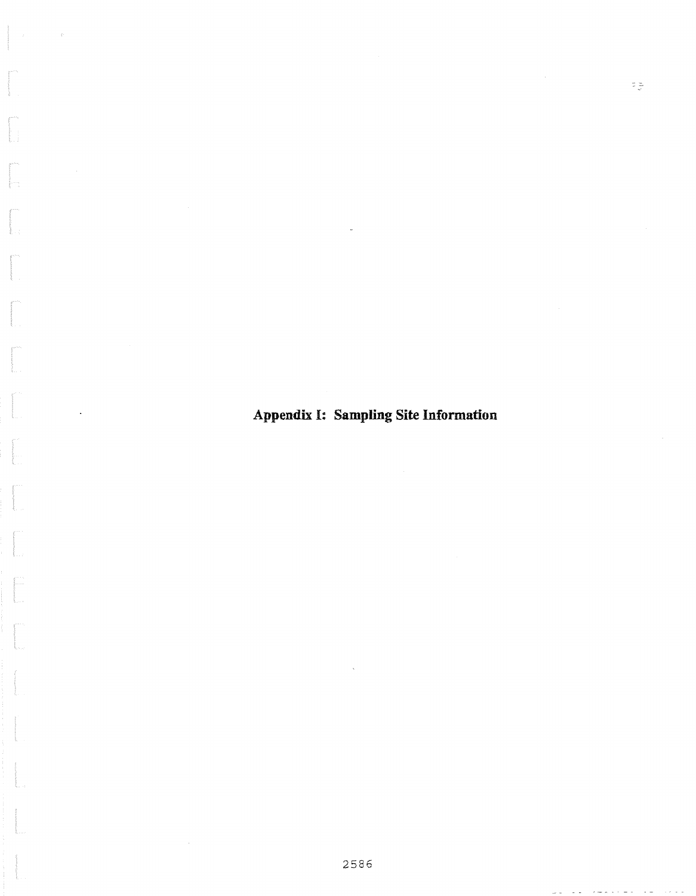# Appendix I: Sampling Site Information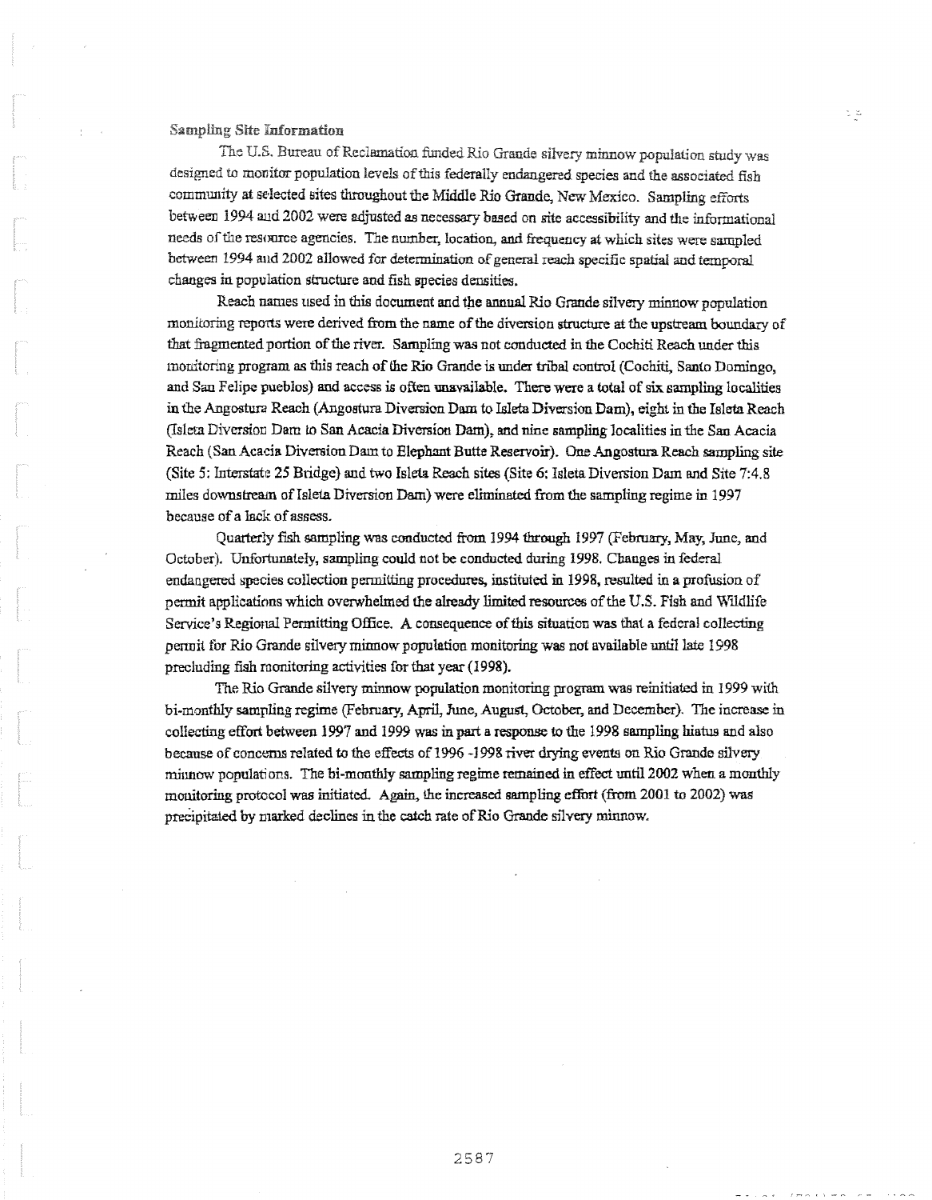### Sampling Site Information

The U.S. Bureau of Reclamation funded Rio Grande silvery minnow population study was designed to monitor population levels of this federally endangered species and the associated fish community at selected sites throughout the Middle Rio Grande, New Mexico. Sampling efforts between 1994 and 2002 were adjusted as necessary based on site accessibility and the informational needs of the resource agencies. The number, location, and frequency at which sites were sampled between 1994 and 2002 allowed for determination of general reach specific spatial and temporal changes in population structure and fish species densities.

Reach names used in this document and the annual Rio Grande silvery minnow population monitoring reports were derived from the name of the diversion structure at the upstream boundary of that fragmented portion of the river. Sampling was not conducted in the Cochiti Reach under this monitoring program as this reach of the Rio Grande is under tribal control (Cochiti, Santo Domingo, and San Felipe pueblos) and access is often unavailable. There were a total of six sampling localities in the Angostura Reach (Angostura Diversion Dam to Isleta Diversion Dam), eight in the Isleta Reach (Isleta Diversion Dam to San Acacia Diversion Dam), and nine sampling localities in the San Acacia Reach (San Acacia Diversion Dam to Elephant Butte Reservoir). One Angostura Reach sampling site (Site 5: Interstate 25 Bridge) and two Isleta Reach sites (Site 6: Isleta Diversion Dam and Site 7:4.8 miles downstream of Isleta Diversion Dam) were eliminated from the sampling regime in 1997 because of a lack of assess.

Quarterly fish sampling was conducted from 1994 through 1997 (February, May, June, and October). Unfortunately, sampling could not be conducted during 1998. Changes in federal endangered species collection permitting procedures, instituted in 1998, resulted in a profusion of permit applications which overwhelmed the already limited resources of the U.S. Fish and Wildlife Service's Regional Permitting Office. A consequence of this situation was that a federal collecting permit for Rio Grande silvery minnow population monitoring was not available until late 1998 precluding fish monitoring activities for that year (1998).

The Rio Grande silvery minnow population monitoring program was reinitiated in 1999 with bi-monthly sampling regime (February, April, June, August, October, and December). The increase in collecting effort between 1997 and 1999 was in part a response to the 1998 sampling hiatus and also because of concerns related to the effects of 1996 -1998 river drying events on Rio Grande silvery minnow populations. The bi-monthly sampling regime remained in effect until 2002 when a monthly monitoring protocol was initiated. Again, the increased sampling effort (from 2001 to 2002) was precipitated by marked declines in the catch rate of Rio Grande silvery minnow.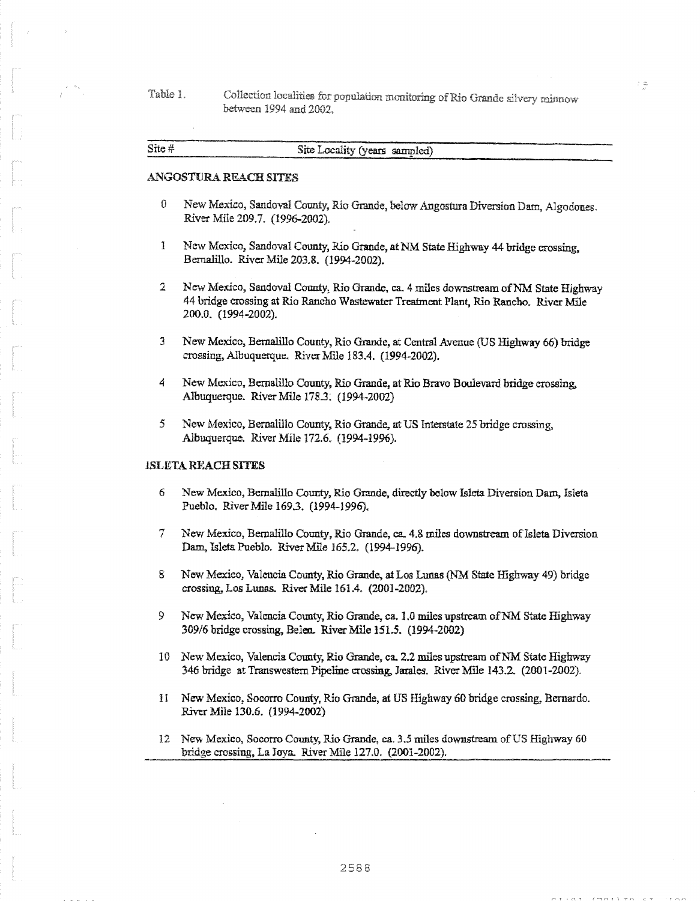Table 1. Collection localities for population monitoring of Rio Grande silvery minnow between 1994 and 2002.

| Site # | Site Locality (years sampled) |
|---|---|
| **ANGOSTURA REACH SITES** | |
| 0 | New Mexico, Sandoval County, Rio Grande, below Angostura Diversion Dam, Algodones. River Mile 209.7. (1996-2002). |
| 1 | New Mexico, Sandoval County, Rio Grande, at NM State Highway 44 bridge crossing, Bernalillo. River Mile 203.8. (1994-2002). |
| 2 | New Mexico, Sandoval County, Rio Grande, ca. 4 miles downstream of NM State Highway 44 bridge crossing at Rio Rancho Wastewater Treatment Plant, Rio Rancho. River Mile 200.0. (1994-2002). |
| 3 | New Mexico, Bernalillo County, Rio Grande, at Central Avenue (US Highway 66) bridge crossing, Albuquerque. River Mile 183.4. (1994-2002). |
| 4 | New Mexico, Bernalillo County, Rio Grande, at Rio Bravo Boulevard bridge crossing, Albuquerque. River Mile 178.3. (1994-2002) |
| 5 | New Mexico, Bernalillo County, Rio Grande, at US Interstate 25 bridge crossing, Albuquerque. River Mile 172.6. (1994-1996). |
| **ISLETA REACH SITES** | |
| 6 | New Mexico, Bernalillo County, Rio Grande, directly below Isleta Diversion Dam, Isleta Pueblo. River Mile 169.3. (1994-1996). |
| 7 | New Mexico, Bernalillo County, Rio Grande, ca. 4.8 miles downstream of Isleta Diversion Dam, Isleta Pueblo. River Mile 165.2. (1994-1996). |
| 8 | New Mexico, Valencia County, Rio Grande, at Los Lunas (NM State Highway 49) bridge crossing, Los Lunas. River Mile 161.4. (2001-2002). |
| 9 | New Mexico, Valencia County, Rio Grande, ca. 1.0 miles upstream of NM State Highway 309/6 bridge crossing, Belen. River Mile 151.5. (1994-2002) |
| 10 | New Mexico, Valencia County, Rio Grande, ca. 2.2 miles upstream of NM State Highway 346 bridge at Transwestern Pipeline crossing, Jarales. River Mile 143.2. (2001-2002). |
| 11 | New Mexico, Socorro County, Rio Grande, at US Highway 60 bridge crossing, Bernardo. River Mile 130.6. (1994-2002) |
| 12 | New Mexico, Socorro County, Rio Grande, ca. 3.5 miles downstream of US Highway 60 bridge crossing, La Joya. River Mile 127.0. (2001-2002). |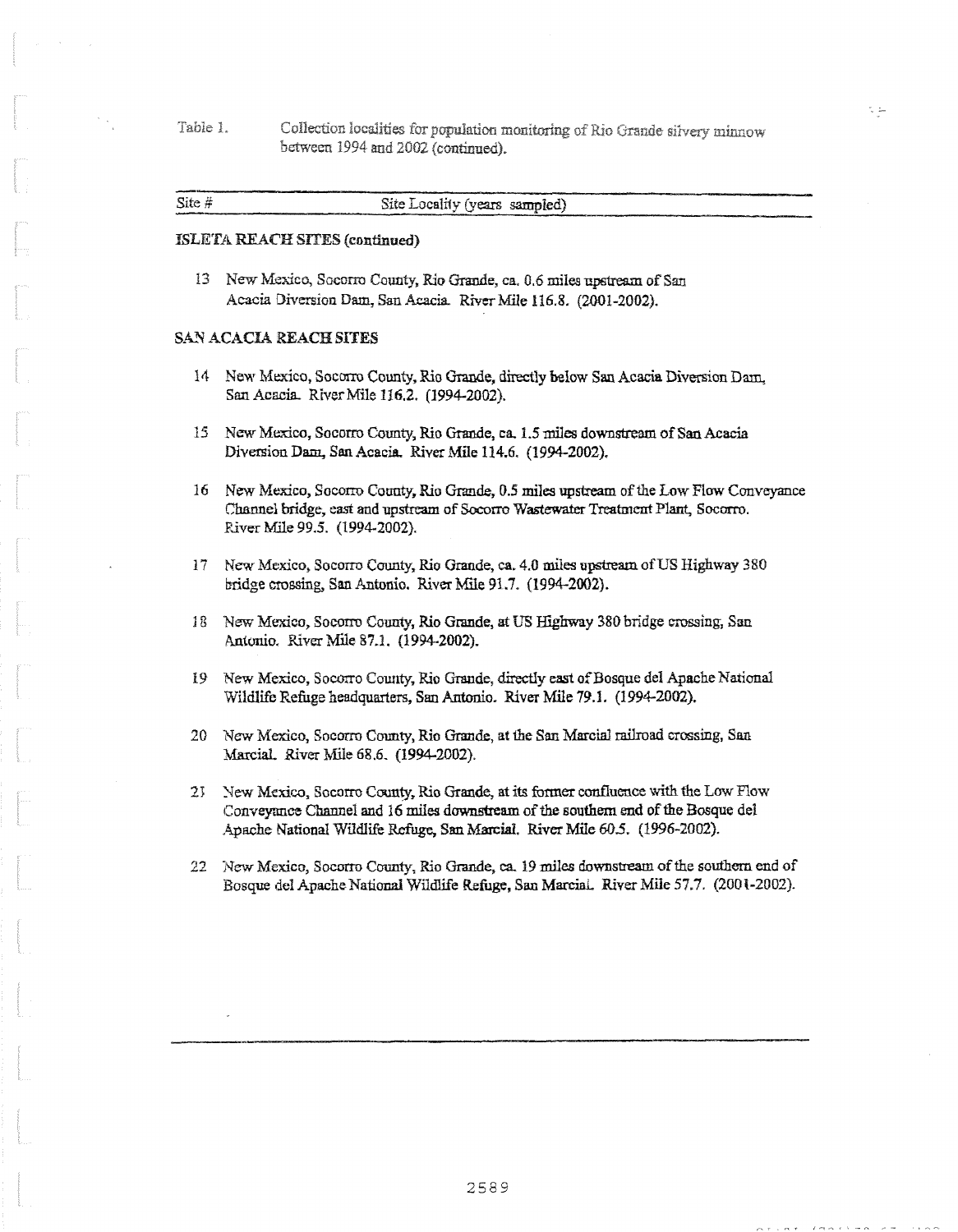Table 1. Collection localities for population monitoring of Rio Grande silvery minnow between 1994 and 2002 (continued).

| Site # | Site Locality (years sampled) |
|---|---|

**ISLETA REACH SITES (continued)**

13 New Mexico, Socorro County, Rio Grande, ca. 0.6 miles upstream of San Acacia Diversion Dam, San Acacia. River Mile 116.8. (2001-2002).

**SAN ACACIA REACH SITES**

14 New Mexico, Socorro County, Rio Grande, directly below San Acacia Diversion Dam, San Acacia. River Mile 116.2. (1994-2002).

15 New Mexico, Socorro County, Rio Grande, ca. 1.5 miles downstream of San Acacia Diversion Dam, San Acacia. River Mile 114.6. (1994-2002).

16 New Mexico, Socorro County, Rio Grande, 0.5 miles upstream of the Low Flow Conveyance Channel bridge, east and upstream of Socorro Wastewater Treatment Plant, Socorro. River Mile 99.5. (1994-2002).

17 New Mexico, Socorro County, Rio Grande, ca. 4.0 miles upstream of US Highway 380 bridge crossing, San Antonio. River Mile 91.7. (1994-2002).

18 New Mexico, Socorro County, Rio Grande, at US Highway 380 bridge crossing, San Antonio. River Mile 87.1. (1994-2002).

19 New Mexico, Socorro County, Rio Grande, directly east of Bosque del Apache National Wildlife Refuge headquarters, San Antonio. River Mile 79.1. (1994-2002).

20 New Mexico, Socorro County, Rio Grande, at the San Marcial railroad crossing, San Marcial. River Mile 68.6. (1994-2002).

21 New Mexico, Socorro County, Rio Grande, at its former confluence with the Low Flow Conveyance Channel and 16 miles downstream of the southern end of the Bosque del Apache National Wildlife Refuge, San Marcial. River Mile 60.5. (1996-2002).

22 New Mexico, Socorro County, Rio Grande, ca. 19 miles downstream of the southern end of Bosque del Apache National Wildlife Refuge, San Marcial. River Mile 57.7. (2001-2002).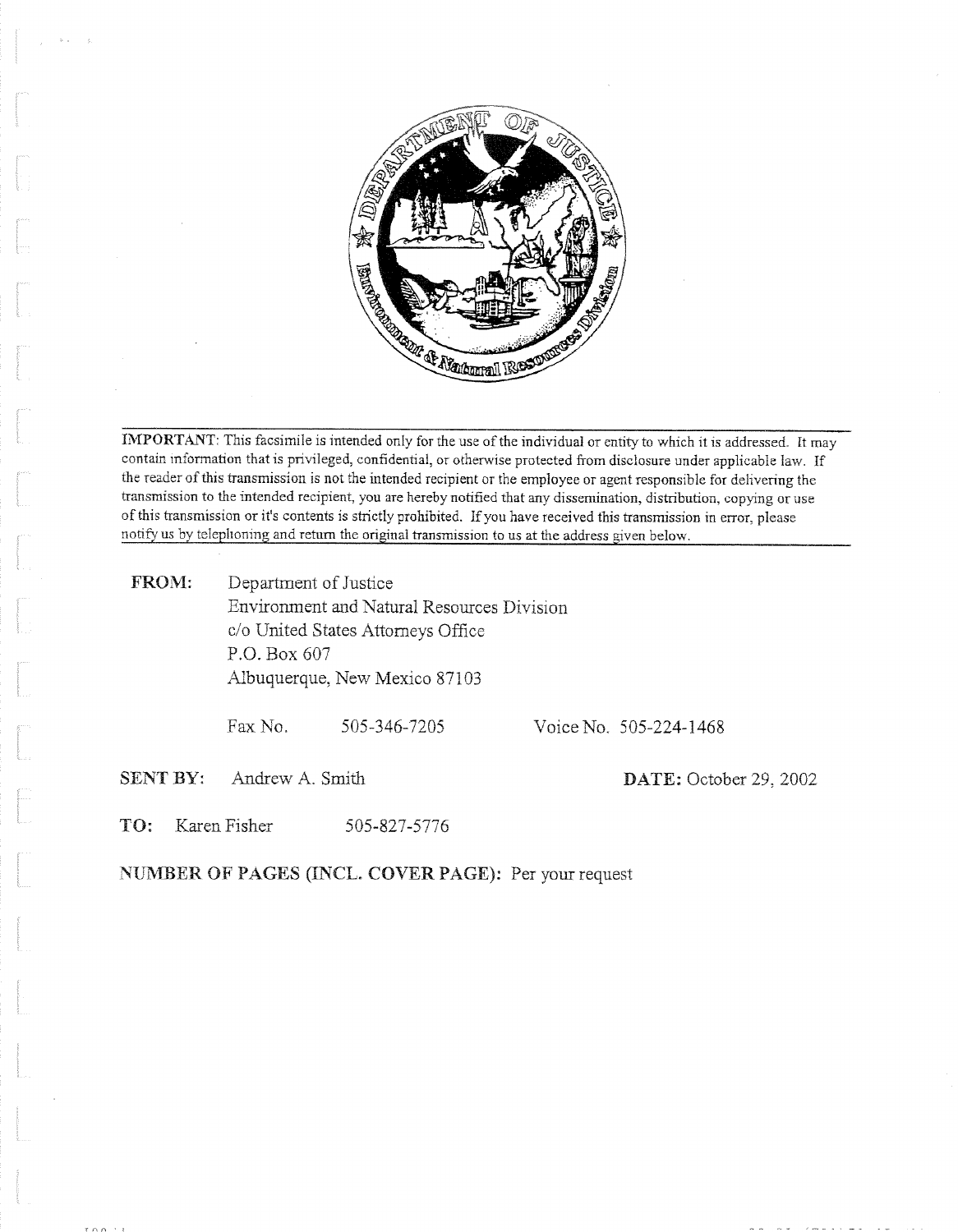IMPORTANT: This facsimile is intended only for the use of the individual or entity to which it is addressed. It may contain information that is privileged, confidential, or otherwise protected from disclosure under applicable law. If the reader of this transmission is not the intended recipient or the employee or agent responsible for delivering the transmission to the intended recipient, you are hereby notified that any dissemination, distribution, copying or use of this transmission or it's contents is strictly prohibited. If you have received this transmission in error, please notify us by telephoning and return the original transmission to us at the address given below.

**FROM:** Department of Justice
Environment and Natural Resources Division
c/o United States Attorneys Office
P.O. Box 607
Albuquerque, New Mexico 87103

Fax No. 505-346-7205 Voice No. 505-224-1468

**SENT BY:** Andrew A. Smith **DATE:** October 29, 2002

**TO:** Karen Fisher 505-827-5776

**NUMBER OF PAGES (INCL. COVER PAGE):** Per your request